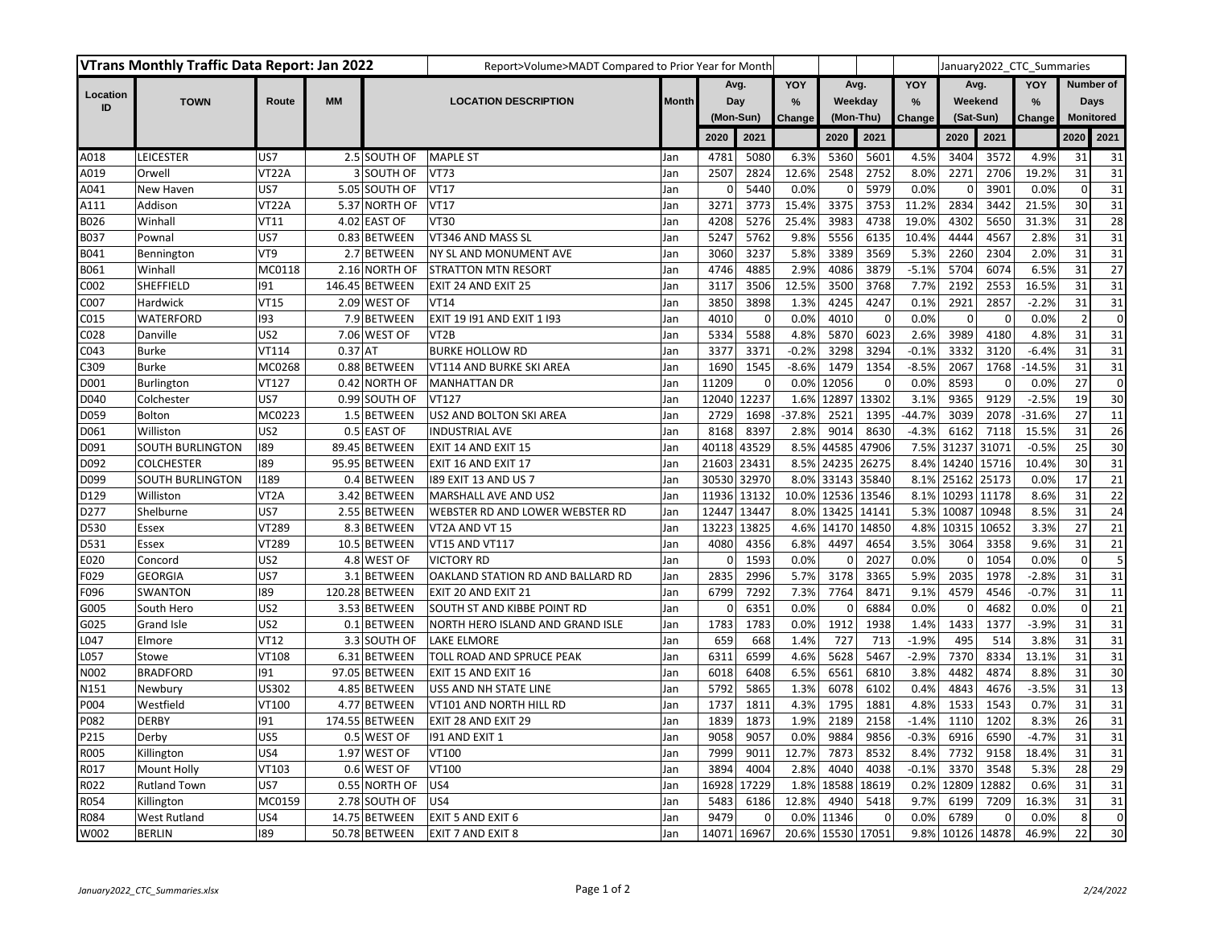| VTrans Monthly Traffic Data Report: Jan 2022 | | | | Report>Volume>MADT Compared to Prior Year for Month | | | | | | | | | January2022_CTC_Summaries | | | | |
|---|---|---|---|---|---|---|---|---|---|---|---|---|---|---|---|---|---|
| Location ID | TOWN | Route | MM | LOCATION DESCRIPTION | | Month | Avg. Day (Mon-Sun) | | YOY % Change | Avg. Weekday (Mon-Thu) | | YOY % Change | Avg. Weekend (Sat-Sun) | | YOY % Change | Number of Days Monitored | |
| | | | | | | | 2020 | 2021 | | 2020 | 2021 | | 2020 | 2021 | | 2020 | 2021 |
| A018 | LEICESTER | US7 | 2.5 | SOUTH OF | MAPLE ST | Jan | 4781 | 5080 | 6.3% | 5360 | 5601 | 4.5% | 3404 | 3572 | 4.9% | 31 | 31 |
| A019 | Orwell | VT22A | 3 | SOUTH OF | VT73 | Jan | 2507 | 2824 | 12.6% | 2548 | 2752 | 8.0% | 2271 | 2706 | 19.2% | 31 | 31 |
| A041 | New Haven | US7 | 5.05 | SOUTH OF | VT17 | Jan | 0 | 5440 | 0.0% | 0 | 5979 | 0.0% | 0 | 3901 | 0.0% | 0 | 31 |
| A111 | Addison | VT22A | 5.37 | NORTH OF | VT17 | Jan | 3271 | 3773 | 15.4% | 3375 | 3753 | 11.2% | 2834 | 3442 | 21.5% | 30 | 31 |
| B026 | Winhall | VT11 | 4.02 | EAST OF | VT30 | Jan | 4208 | 5276 | 25.4% | 3983 | 4738 | 19.0% | 4302 | 5650 | 31.3% | 31 | 28 |
| B037 | Pownal | US7 | 0.83 | BETWEEN | VT346 AND MASS SL | Jan | 5247 | 5762 | 9.8% | 5556 | 6135 | 10.4% | 4444 | 4567 | 2.8% | 31 | 31 |
| B041 | Bennington | VT9 | 2.7 | BETWEEN | NY SL AND MONUMENT AVE | Jan | 3060 | 3237 | 5.8% | 3389 | 3569 | 5.3% | 2260 | 2304 | 2.0% | 31 | 31 |
| B061 | Winhall | MC0118 | 2.16 | NORTH OF | STRATTON MTN RESORT | Jan | 4746 | 4885 | 2.9% | 4086 | 3879 | -5.1% | 5704 | 6074 | 6.5% | 31 | 27 |
| C002 | SHEFFIELD | I91 | 146.45 | BETWEEN | EXIT 24 AND EXIT 25 | Jan | 3117 | 3506 | 12.5% | 3500 | 3768 | 7.7% | 2192 | 2553 | 16.5% | 31 | 31 |
| C007 | Hardwick | VT15 | 2.09 | WEST OF | VT14 | Jan | 3850 | 3898 | 1.3% | 4245 | 4247 | 0.1% | 2921 | 2857 | -2.2% | 31 | 31 |
| C015 | WATERFORD | I93 | 7.9 | BETWEEN | EXIT 19 I91 AND EXIT 1 I93 | Jan | 4010 | 0 | 0.0% | 4010 | 0 | 0.0% | 0 | 0 | 0.0% | 2 | 0 |
| C028 | Danville | US2 | 7.06 | WEST OF | VT2B | Jan | 5334 | 5588 | 4.8% | 5870 | 6023 | 2.6% | 3989 | 4180 | 4.8% | 31 | 31 |
| C043 | Burke | VT114 | 0.37 | AT | BURKE HOLLOW RD | Jan | 3377 | 3371 | -0.2% | 3298 | 3294 | -0.1% | 3332 | 3120 | -6.4% | 31 | 31 |
| C309 | Burke | MC0268 | 0.88 | BETWEEN | VT114 AND BURKE SKI AREA | Jan | 1690 | 1545 | -8.6% | 1479 | 1354 | -8.5% | 2067 | 1768 | -14.5% | 31 | 31 |
| D001 | Burlington | VT127 | 0.42 | NORTH OF | MANHATTAN DR | Jan | 11209 | 0 | 0.0% | 12056 | 0 | 0.0% | 8593 | 0 | 0.0% | 27 | 0 |
| D040 | Colchester | US7 | 0.99 | SOUTH OF | VT127 | Jan | 12040 | 12237 | 1.6% | 12897 | 13302 | 3.1% | 9365 | 9129 | -2.5% | 19 | 30 |
| D059 | Bolton | MC0223 | 1.5 | BETWEEN | US2 AND BOLTON SKI AREA | Jan | 2729 | 1698 | -37.8% | 2521 | 1395 | -44.7% | 3039 | 2078 | -31.6% | 27 | 11 |
| D061 | Williston | US2 | 0.5 | EAST OF | INDUSTRIAL AVE | Jan | 8168 | 8397 | 2.8% | 9014 | 8630 | -4.3% | 6162 | 7118 | 15.5% | 31 | 26 |
| D091 | SOUTH BURLINGTON | I89 | 89.45 | BETWEEN | EXIT 14 AND EXIT 15 | Jan | 40118 | 43529 | 8.5% | 44585 | 47906 | 7.5% | 31237 | 31071 | -0.5% | 25 | 30 |
| D092 | COLCHESTER | I89 | 95.95 | BETWEEN | EXIT 16 AND EXIT 17 | Jan | 21603 | 23431 | 8.5% | 24235 | 26275 | 8.4% | 14240 | 15716 | 10.4% | 30 | 31 |
| D099 | SOUTH BURLINGTON | I189 | 0.4 | BETWEEN | I89 EXIT 13 AND US 7 | Jan | 30530 | 32970 | 8.0% | 33143 | 35840 | 8.1% | 25162 | 25173 | 0.0% | 17 | 21 |
| D129 | Williston | VT2A | 3.42 | BETWEEN | MARSHALL AVE AND US2 | Jan | 11936 | 13132 | 10.0% | 12536 | 13546 | 8.1% | 10293 | 11178 | 8.6% | 31 | 22 |
| D277 | Shelburne | US7 | 2.55 | BETWEEN | WEBSTER RD AND LOWER WEBSTER RD | Jan | 12447 | 13447 | 8.0% | 13425 | 14141 | 5.3% | 10087 | 10948 | 8.5% | 31 | 24 |
| D530 | Essex | VT289 | 8.3 | BETWEEN | VT2A AND VT 15 | Jan | 13223 | 13825 | 4.6% | 14170 | 14850 | 4.8% | 10315 | 10652 | 3.3% | 27 | 21 |
| D531 | Essex | VT289 | 10.5 | BETWEEN | VT15 AND VT117 | Jan | 4080 | 4356 | 6.8% | 4497 | 4654 | 3.5% | 3064 | 3358 | 9.6% | 31 | 21 |
| E020 | Concord | US2 | 4.8 | WEST OF | VICTORY RD | Jan | 0 | 1593 | 0.0% | 0 | 2027 | 0.0% | 0 | 1054 | 0.0% | 0 | 5 |
| F029 | GEORGIA | US7 | 3.1 | BETWEEN | OAKLAND STATION RD AND BALLARD RD | Jan | 2835 | 2996 | 5.7% | 3178 | 3365 | 5.9% | 2035 | 1978 | -2.8% | 31 | 31 |
| F096 | SWANTON | I89 | 120.28 | BETWEEN | EXIT 20 AND EXIT 21 | Jan | 6799 | 7292 | 7.3% | 7764 | 8471 | 9.1% | 4579 | 4546 | -0.7% | 31 | 11 |
| G005 | South Hero | US2 | 3.53 | BETWEEN | SOUTH ST AND KIBBE POINT RD | Jan | 0 | 6351 | 0.0% | 0 | 6884 | 0.0% | 0 | 4682 | 0.0% | 0 | 21 |
| G025 | Grand Isle | US2 | 0.1 | BETWEEN | NORTH HERO ISLAND AND GRAND ISLE | Jan | 1783 | 1783 | 0.0% | 1912 | 1938 | 1.4% | 1433 | 1377 | -3.9% | 31 | 31 |
| L047 | Elmore | VT12 | 3.3 | SOUTH OF | LAKE ELMORE | Jan | 659 | 668 | 1.4% | 727 | 713 | -1.9% | 495 | 514 | 3.8% | 31 | 31 |
| L057 | Stowe | VT108 | 6.31 | BETWEEN | TOLL ROAD AND SPRUCE PEAK | Jan | 6311 | 6599 | 4.6% | 5628 | 5467 | -2.9% | 7370 | 8334 | 13.1% | 31 | 31 |
| N002 | BRADFORD | I91 | 97.05 | BETWEEN | EXIT 15 AND EXIT 16 | Jan | 6018 | 6408 | 6.5% | 6561 | 6810 | 3.8% | 4482 | 4874 | 8.8% | 31 | 30 |
| N151 | Newbury | US302 | 4.85 | BETWEEN | US5 AND NH STATE LINE | Jan | 5792 | 5865 | 1.3% | 6078 | 6102 | 0.4% | 4843 | 4676 | -3.5% | 31 | 13 |
| P004 | Westfield | VT100 | 4.77 | BETWEEN | VT101 AND NORTH HILL RD | Jan | 1737 | 1811 | 4.3% | 1795 | 1881 | 4.8% | 1533 | 1543 | 0.7% | 31 | 31 |
| P082 | DERBY | I91 | 174.55 | BETWEEN | EXIT 28 AND EXIT 29 | Jan | 1839 | 1873 | 1.9% | 2189 | 2158 | -1.4% | 1110 | 1202 | 8.3% | 26 | 31 |
| P215 | Derby | US5 | 0.5 | WEST OF | I91 AND EXIT 1 | Jan | 9058 | 9057 | 0.0% | 9884 | 9856 | -0.3% | 6916 | 6590 | -4.7% | 31 | 31 |
| R005 | Killington | US4 | 1.97 | WEST OF | VT100 | Jan | 7999 | 9011 | 12.7% | 7873 | 8532 | 8.4% | 7732 | 9158 | 18.4% | 31 | 31 |
| R017 | Mount Holly | VT103 | 0.6 | WEST OF | VT100 | Jan | 3894 | 4004 | 2.8% | 4040 | 4038 | -0.1% | 3370 | 3548 | 5.3% | 28 | 29 |
| R022 | Rutland Town | US7 | 0.55 | NORTH OF | US4 | Jan | 16928 | 17229 | 1.8% | 18588 | 18619 | 0.2% | 12809 | 12882 | 0.6% | 31 | 31 |
| R054 | Killington | MC0159 | 2.78 | SOUTH OF | US4 | Jan | 5483 | 6186 | 12.8% | 4940 | 5418 | 9.7% | 6199 | 7209 | 16.3% | 31 | 31 |
| R084 | West Rutland | US4 | 14.75 | BETWEEN | EXIT 5 AND EXIT 6 | Jan | 9479 | 0 | 0.0% | 11346 | 0 | 0.0% | 6789 | 0 | 0.0% | 8 | 0 |
| W002 | BERLIN | I89 | 50.78 | BETWEEN | EXIT 7 AND EXIT 8 | Jan | 14071 | 16967 | 20.6% | 15530 | 17051 | 9.8% | 10126 | 14878 | 46.9% | 22 | 30 |

*January2022_CTC_Summaries.xlsx* — *2/24/2022*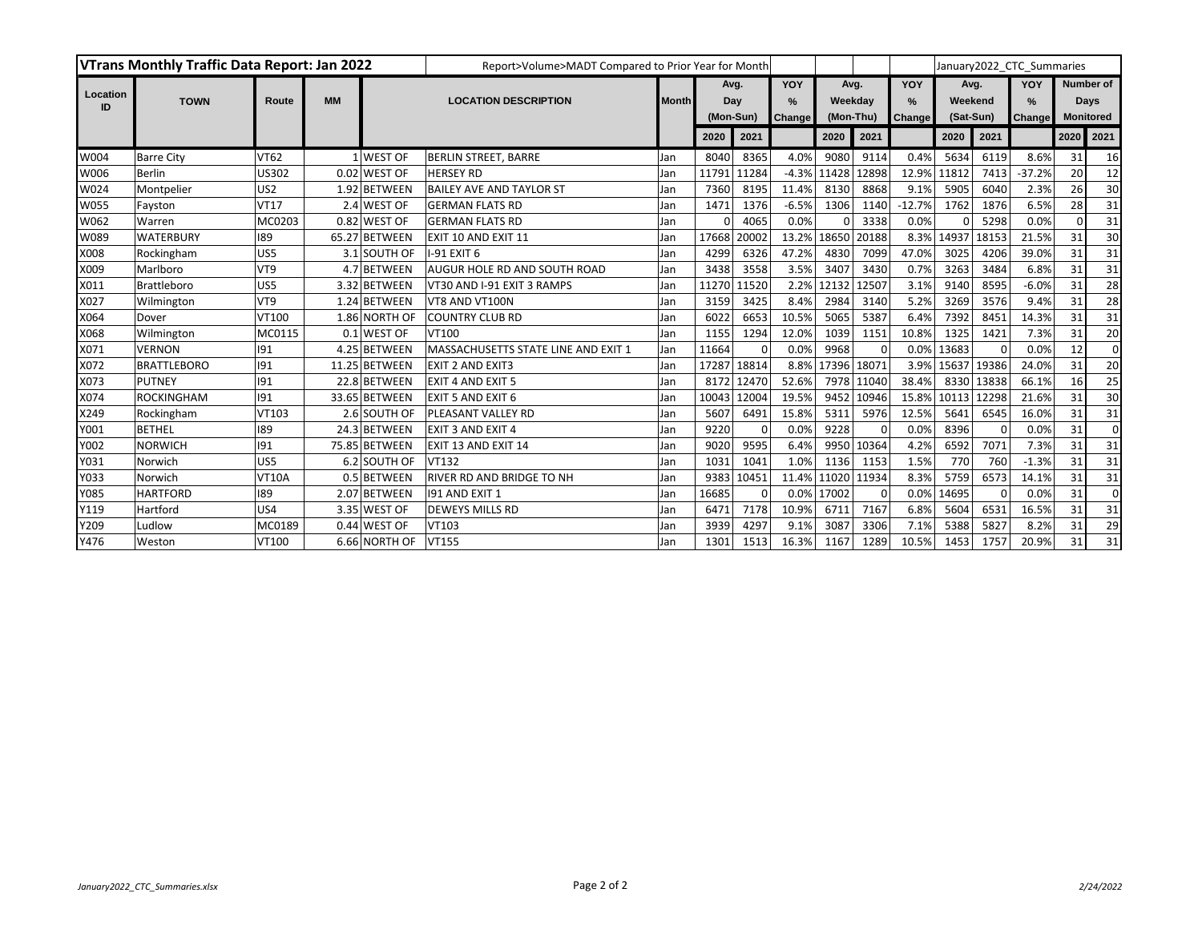| VTrans Monthly Traffic Data Report: Jan 2022 | | | | Report>Volume>MADT Compared to Prior Year for Month | | | | | | | | | January2022_CTC_Summaries | | | | |
|---|---|---|---|---|---|---|---|---|---|---|---|---|---|---|---|---|---|
| Location ID | TOWN | Route | MM | LOCATION DESCRIPTION | | Month | Avg. Day (Mon-Sun) | | YOY % Change | Avg. Weekday (Mon-Thu) | | YOY % Change | Avg. Weekend (Sat-Sun) | | YOY % Change | Number of Days Monitored | |
| | | | | | | | 2020 | 2021 | | 2020 | 2021 | | 2020 | 2021 | | 2020 | 2021 |
| W004 | Barre City | VT62 | 1 | WEST OF | BERLIN STREET, BARRE | Jan | 8040 | 8365 | 4.0% | 9080 | 9114 | 0.4% | 5634 | 6119 | 8.6% | 31 | 16 |
| W006 | Berlin | US302 | 0.02 | WEST OF | HERSEY RD | Jan | 11791 | 11284 | -4.3% | 11428 | 12898 | 12.9% | 11812 | 7413 | -37.2% | 20 | 12 |
| W024 | Montpelier | US2 | 1.92 | BETWEEN | BAILEY AVE AND TAYLOR ST | Jan | 7360 | 8195 | 11.4% | 8130 | 8868 | 9.1% | 5905 | 6040 | 2.3% | 26 | 30 |
| W055 | Fayston | VT17 | 2.4 | WEST OF | GERMAN FLATS RD | Jan | 1471 | 1376 | -6.5% | 1306 | 1140 | -12.7% | 1762 | 1876 | 6.5% | 28 | 31 |
| W062 | Warren | MC0203 | 0.82 | WEST OF | GERMAN FLATS RD | Jan | 0 | 4065 | 0.0% | 0 | 3338 | 0.0% | 0 | 5298 | 0.0% | 0 | 31 |
| W089 | WATERBURY | I89 | 65.27 | BETWEEN | EXIT 10 AND EXIT 11 | Jan | 17668 | 20002 | 13.2% | 18650 | 20188 | 8.3% | 14937 | 18153 | 21.5% | 31 | 30 |
| X008 | Rockingham | US5 | 3.1 | SOUTH OF | I-91 EXIT 6 | Jan | 4299 | 6326 | 47.2% | 4830 | 7099 | 47.0% | 3025 | 4206 | 39.0% | 31 | 31 |
| X009 | Marlboro | VT9 | 4.7 | BETWEEN | AUGUR HOLE RD AND SOUTH ROAD | Jan | 3438 | 3558 | 3.5% | 3407 | 3430 | 0.7% | 3263 | 3484 | 6.8% | 31 | 31 |
| X011 | Brattleboro | US5 | 3.32 | BETWEEN | VT30 AND I-91 EXIT 3 RAMPS | Jan | 11270 | 11520 | 2.2% | 12132 | 12507 | 3.1% | 9140 | 8595 | -6.0% | 31 | 28 |
| X027 | Wilmington | VT9 | 1.24 | BETWEEN | VT8 AND VT100N | Jan | 3159 | 3425 | 8.4% | 2984 | 3140 | 5.2% | 3269 | 3576 | 9.4% | 31 | 28 |
| X064 | Dover | VT100 | 1.86 | NORTH OF | COUNTRY CLUB RD | Jan | 6022 | 6653 | 10.5% | 5065 | 5387 | 6.4% | 7392 | 8451 | 14.3% | 31 | 31 |
| X068 | Wilmington | MC0115 | 0.1 | WEST OF | VT100 | Jan | 1155 | 1294 | 12.0% | 1039 | 1151 | 10.8% | 1325 | 1421 | 7.3% | 31 | 20 |
| X071 | VERNON | I91 | 4.25 | BETWEEN | MASSACHUSETTS STATE LINE AND EXIT 1 | Jan | 11664 | 0 | 0.0% | 9968 | 0 | 0.0% | 13683 | 0 | 0.0% | 12 | 0 |
| X072 | BRATTLEBORO | I91 | 11.25 | BETWEEN | EXIT 2 AND EXIT3 | Jan | 17287 | 18814 | 8.8% | 17396 | 18071 | 3.9% | 15637 | 19386 | 24.0% | 31 | 20 |
| X073 | PUTNEY | I91 | 22.8 | BETWEEN | EXIT 4 AND EXIT 5 | Jan | 8172 | 12470 | 52.6% | 7978 | 11040 | 38.4% | 8330 | 13838 | 66.1% | 16 | 25 |
| X074 | ROCKINGHAM | I91 | 33.65 | BETWEEN | EXIT 5 AND EXIT 6 | Jan | 10043 | 12004 | 19.5% | 9452 | 10946 | 15.8% | 10113 | 12298 | 21.6% | 31 | 30 |
| X249 | Rockingham | VT103 | 2.6 | SOUTH OF | PLEASANT VALLEY RD | Jan | 5607 | 6491 | 15.8% | 5311 | 5976 | 12.5% | 5641 | 6545 | 16.0% | 31 | 31 |
| Y001 | BETHEL | I89 | 24.3 | BETWEEN | EXIT 3 AND EXIT 4 | Jan | 9220 | 0 | 0.0% | 9228 | 0 | 0.0% | 8396 | 0 | 0.0% | 31 | 0 |
| Y002 | NORWICH | I91 | 75.85 | BETWEEN | EXIT 13 AND EXIT 14 | Jan | 9020 | 9595 | 6.4% | 9950 | 10364 | 4.2% | 6592 | 7071 | 7.3% | 31 | 31 |
| Y031 | Norwich | US5 | 6.2 | SOUTH OF | VT132 | Jan | 1031 | 1041 | 1.0% | 1136 | 1153 | 1.5% | 770 | 760 | -1.3% | 31 | 31 |
| Y033 | Norwich | VT10A | 0.5 | BETWEEN | RIVER RD AND BRIDGE TO NH | Jan | 9383 | 10451 | 11.4% | 11020 | 11934 | 8.3% | 5759 | 6573 | 14.1% | 31 | 31 |
| Y085 | HARTFORD | I89 | 2.07 | BETWEEN | I91 AND EXIT 1 | Jan | 16685 | 0 | 0.0% | 17002 | 0 | 0.0% | 14695 | 0 | 0.0% | 31 | 0 |
| Y119 | Hartford | US4 | 3.35 | WEST OF | DEWEYS MILLS RD | Jan | 6471 | 7178 | 10.9% | 6711 | 7167 | 6.8% | 5604 | 6531 | 16.5% | 31 | 31 |
| Y209 | Ludlow | MC0189 | 0.44 | WEST OF | VT103 | Jan | 3939 | 4297 | 9.1% | 3087 | 3306 | 7.1% | 5388 | 5827 | 8.2% | 31 | 29 |
| Y476 | Weston | VT100 | 6.66 | NORTH OF | VT155 | Jan | 1301 | 1513 | 16.3% | 1167 | 1289 | 10.5% | 1453 | 1757 | 20.9% | 31 | 31 |

*January2022_CTC_Summaries.xlsx*

*2/24/2022*